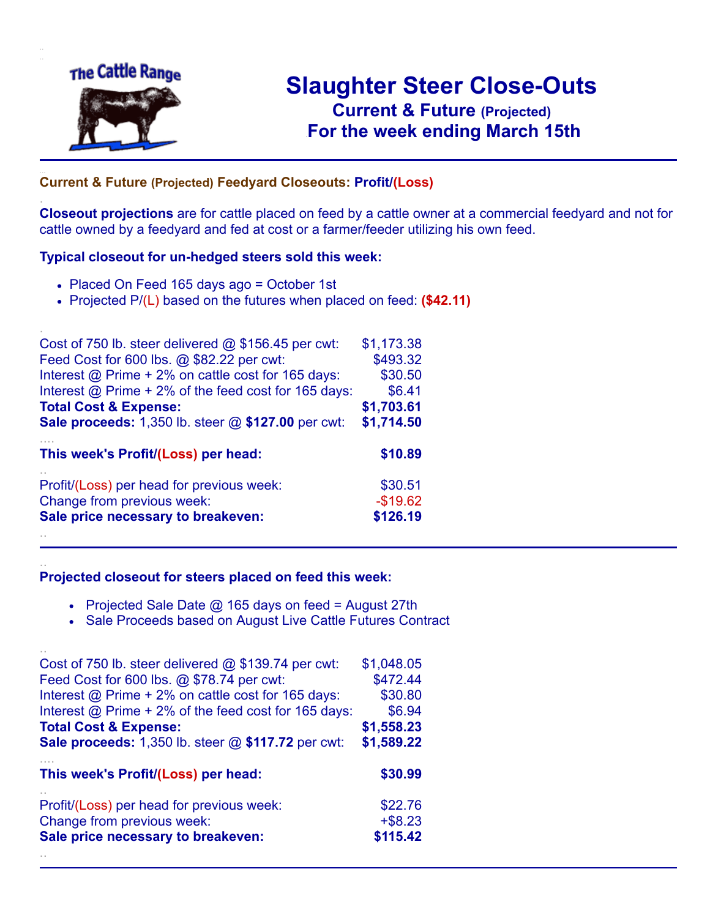The Cattle Range

# Slaughter Steer Close-Outs

## Current & Future (Projected)

## For the week ending March 15th

---

**Current & Future (Projected) Feedyard Closeouts: Profit/(Loss)**

**Closeout projections** are for cattle placed on feed by a cattle owner at a commercial feedyard and not for cattle owned by a feedyard and fed at cost or a farmer/feeder utilizing his own feed.

**Typical closeout for un-hedged steers sold this week:**

- Placed On Feed 165 days ago = October 1st
- Projected P/(L) based on the futures when placed on feed: **($42.11)**

| | |
|---|---|
| Cost of 750 lb. steer delivered @ $156.45 per cwt: | $1,173.38 |
| Feed Cost for 600 lbs. @ $82.22 per cwt: | $493.32 |
| Interest @ Prime + 2% on cattle cost for 165 days: | $30.50 |
| Interest @ Prime + 2% of the feed cost for 165 days: | $6.41 |
| **Total Cost & Expense:** | **$1,703.61** |
| **Sale proceeds:** 1,350 lb. steer @ **$127.00** per cwt: | **$1,714.50** |
| **This week's Profit/(Loss) per head:** | **$10.89** |
| Profit/(Loss) per head for previous week: | $30.51 |
| Change from previous week: | -$19.62 |
| **Sale price necessary to breakeven:** | **$126.19** |

---

**Projected closeout for steers placed on feed this week:**

- Projected Sale Date @ 165 days on feed = August 27th
- Sale Proceeds based on August Live Cattle Futures Contract

| | |
|---|---|
| Cost of 750 lb. steer delivered @ $139.74 per cwt: | $1,048.05 |
| Feed Cost for 600 lbs. @ $78.74 per cwt: | $472.44 |
| Interest @ Prime + 2% on cattle cost for 165 days: | $30.80 |
| Interest @ Prime + 2% of the feed cost for 165 days: | $6.94 |
| **Total Cost & Expense:** | **$1,558.23** |
| **Sale proceeds:** 1,350 lb. steer @ **$117.72** per cwt: | **$1,589.22** |
| **This week's Profit/(Loss) per head:** | **$30.99** |
| Profit/(Loss) per head for previous week: | $22.76 |
| Change from previous week: | +$8.23 |
| **Sale price necessary to breakeven:** | **$115.42** |

---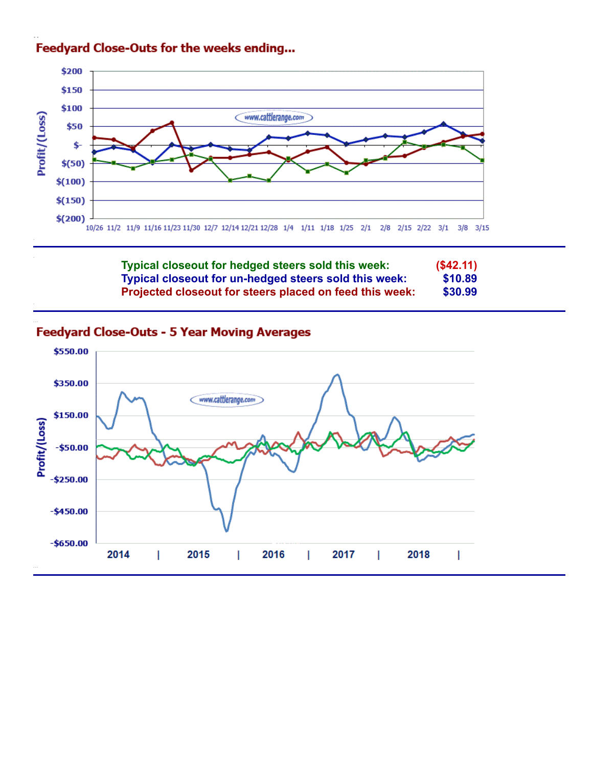## Feedyard Close-Outs for the weeks ending...

$200
$150
$100
$50
$-
$(50)
$(100)
$(150)
$(200)

Profit/(Loss)

www.cattlerange.com

10/26 11/2 11/9 11/16 11/23 11/30 12/7 12/14 12/21 12/28 1/4 1/11 1/18 1/25 2/1 2/8 2/15 2/22 3/1 3/8 3/15

| | |
|---|---|
| Typical closeout for hedged steers sold this week: | ($42.11) |
| Typical closeout for un-hedged steers sold this week: | $10.89 |
| Projected closeout for steers placed on feed this week: | $30.99 |

## Feedyard Close-Outs - 5 Year Moving Averages

$550.00
$350.00
$150.00
-$50.00
-$250.00
-$450.00
-$650.00

Profit/(Loss)

www.cattlerange.com

2014 | 2015 | 2016 | 2017 | 2018 |